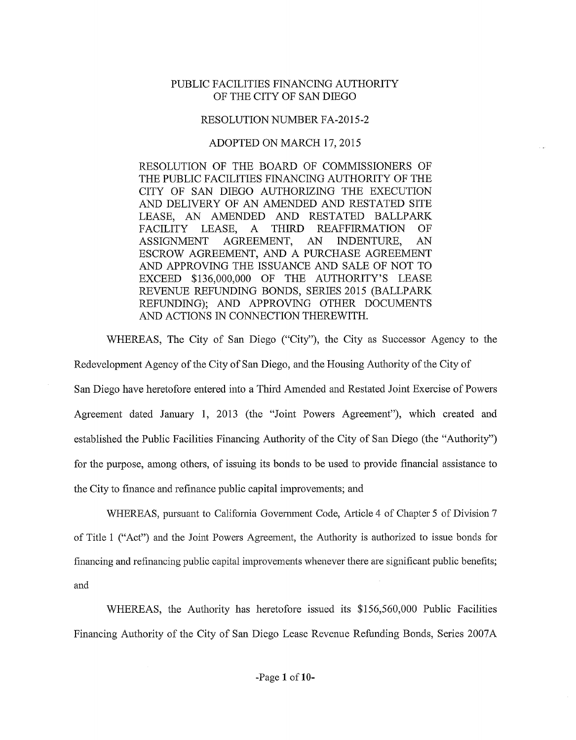# PUBLIC FACILITIES FINANCING AUTHORITY OF THE CITY OF SAN DIEGO

## RESOLUTION NUMBER FA-2015-2

## ADOPTED ON MARCH 17, 2015

RESOLUTION OF THE BOARD OF COMMISSIONERS OF THE PUBLIC FACILITIES FINANCING AUTHORITY OF THE CITY OF SAN DIEGO AUTHORIZING THE EXECUTION AND DELIVERY OF AN AMENDED AND RESTATED SITE LEASE, AN AMENDED AND RESTATED BALLPARK FACILITY LEASE, A THIRD REAFFIRMATION OF ASSIGNMENT AGREEMENT, AN INDENTURE, AN ESCROW AGREEMENT, AND A PURCHASE AGREEMENT AND APPROVING THE ISSUANCE AND SALE OF NOT TO EXCEED $136,000,000 OF THE AUTHORITY'S LEASE REVENUE REFUNDING BONDS, SERIES 2015 (BALLPARK REFUNDING); AND APPROVING OTHER DOCUMENTS AND ACTIONS IN CONNECTION THEREWITH.

WHEREAS, The City of San Diego ("City"), the City as Successor Agency to the Redevelopment Agency of the City of San Diego, and the Housing Authority of the City of San Diego have heretofore entered into a Third Amended and Restated Joint Exercise of Powers Agreement dated January 1, 2013 (the "Joint Powers Agreement"), which created and established the Public Facilities Financing Authority of the City of San Diego (the "Authority") for the purpose, among others, of issuing its bonds to be used to provide financial assistance to the City to finance and refinance public capital improvements; and

WHEREAS, pursuant to California Government Code, Article 4 of Chapter 5 of Division 7 of Title 1 ("Act") and the Joint Powers Agreement, the Authority is authorized to issue bonds for financing and refinancing public capital improvements whenever there are significant public benefits; and

WHEREAS, the Authority has heretofore issued its $156,560,000 Public Facilities Financing Authority of the City of San Diego Lease Revenue Refunding Bonds, Series 2007A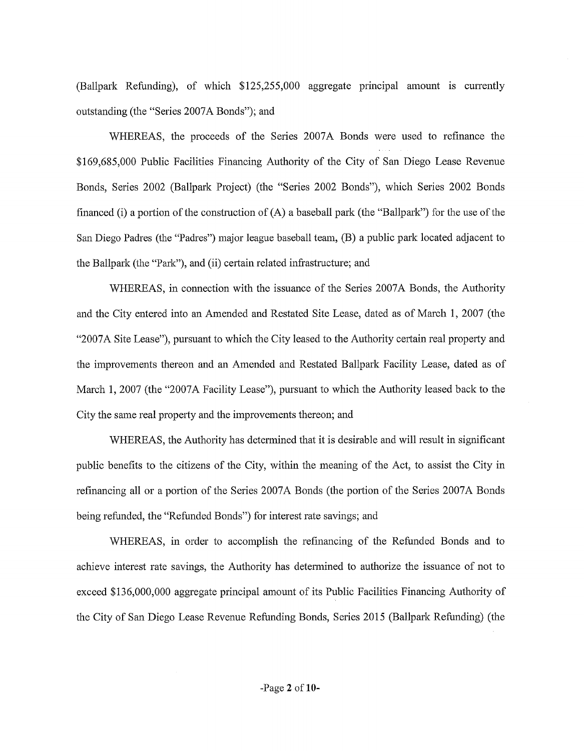(Ballpark Refunding), of which $125,255,000 aggregate principal amount is currently outstanding (the "Series 2007A Bonds"); and

WHEREAS, the proceeds of the Series 2007A Bonds were used to refinance the $169,685,000 Public Facilities Financing Authority of the City of San Diego Lease Revenue Bonds, Series 2002 (Ballpark Project) (the "Series 2002 Bonds"), which Series 2002 Bonds financed (i) a portion of the construction of (A) a baseball park (the "Ballpark") for the use of the San Diego Padres (the "Padres") major league baseball team, (B) a public park located adjacent to the Ballpark (the "Park"), and (ii) certain related infrastructure; and

WHEREAS, in connection with the issuance of the Series 2007A Bonds, the Authority and the City entered into an Amended and Restated Site Lease, dated as of March 1, 2007 (the "2007A Site Lease"), pursuant to which the City leased to the Authority certain real property and the improvements thereon and an Amended and Restated Ballpark Facility Lease, dated as of March 1, 2007 (the "2007A Facility Lease"), pursuant to which the Authority leased back to the City the same real property and the improvements thereon; and

WHEREAS, the Authority has determined that it is desirable and will result in significant public benefits to the citizens of the City, within the meaning of the Act, to assist the City in refinancing all or a portion of the Series 2007A Bonds (the portion of the Series 2007A Bonds being refunded, the "Refunded Bonds") for interest rate savings; and

WHEREAS, in order to accomplish the refinancing of the Refunded Bonds and to achieve interest rate savings, the Authority has determined to authorize the issuance of not to exceed $136,000,000 aggregate principal amount of its Public Facilities Financing Authority of the City of San Diego Lease Revenue Refunding Bonds, Series 2015 (Ballpark Refunding) (the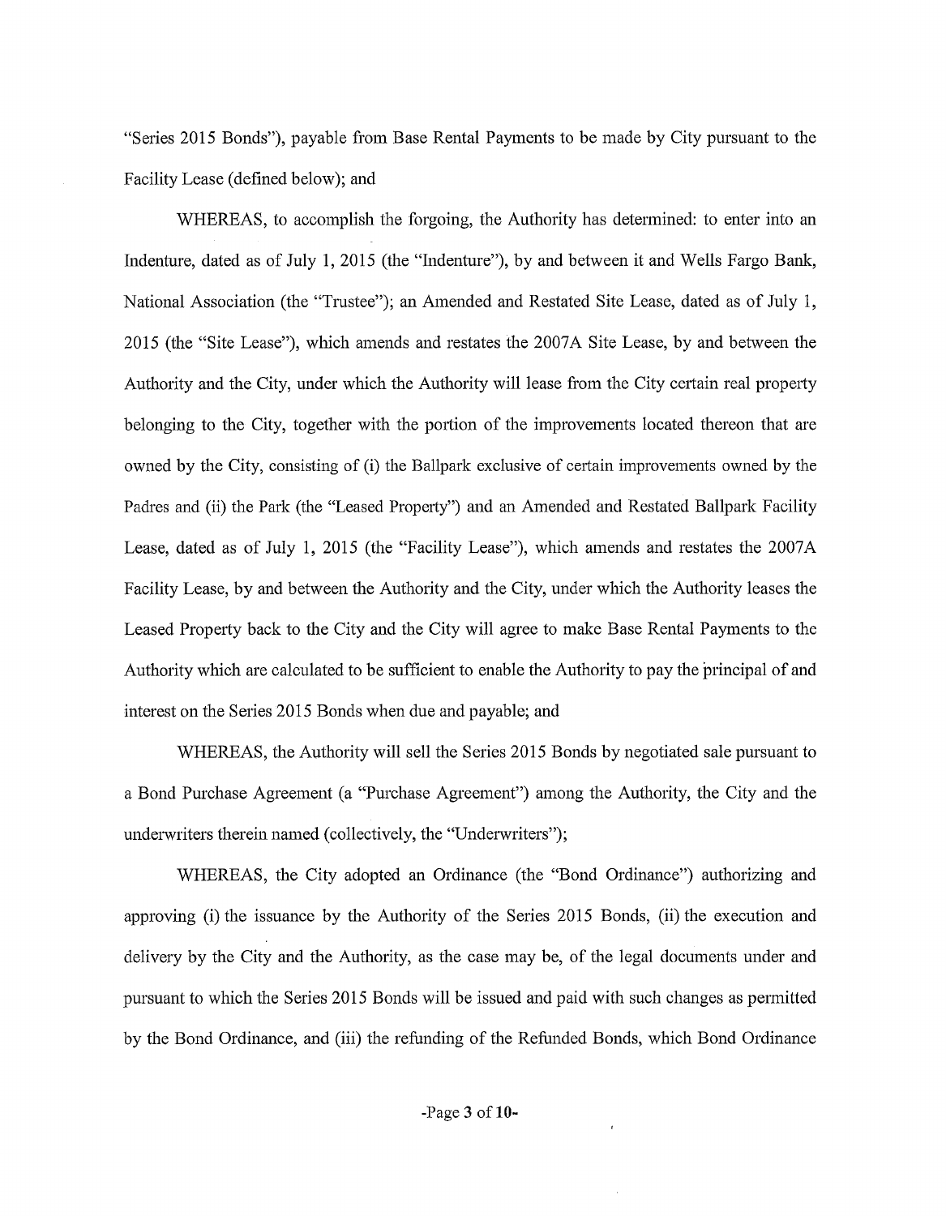"Series 2015 Bonds"), payable from Base Rental Payments to be made by City pursuant to the Facility Lease (defined below); and

WHEREAS, to accomplish the forgoing, the Authority has determined: to enter into an Indenture, dated as of July 1, 2015 (the "Indenture"), by and between it and Wells Fargo Bank, National Association (the "Trustee"); an Amended and Restated Site Lease, dated as of July 1, 2015 (the "Site Lease"), which amends and restates the 2007A Site Lease, by and between the Authority and the City, under which the Authority will lease from the City certain real property belonging to the City, together with the portion of the improvements located thereon that are owned by the City, consisting of (i) the Ballpark exclusive of certain improvements owned by the Padres and (ii) the Park (the "Leased Property") and an Amended and Restated Ballpark Facility Lease, dated as of July 1, 2015 (the "Facility Lease"), which amends and restates the 2007A Facility Lease, by and between the Authority and the City, under which the Authority leases the Leased Property back to the City and the City will agree to make Base Rental Payments to the Authority which are calculated to be sufficient to enable the Authority to pay the principal of and interest on the Series 2015 Bonds when due and payable; and

WHEREAS, the Authority will sell the Series 2015 Bonds by negotiated sale pursuant to a Bond Purchase Agreement (a "Purchase Agreement") among the Authority, the City and the underwriters therein named (collectively, the "Underwriters");

WHEREAS, the City adopted an Ordinance (the "Bond Ordinance") authorizing and approving (i) the issuance by the Authority of the Series 2015 Bonds, (ii) the execution and delivery by the City and the Authority, as the case may be, of the legal documents under and pursuant to which the Series 2015 Bonds will be issued and paid with such changes as permitted by the Bond Ordinance, and (iii) the refunding of the Refunded Bonds, which Bond Ordinance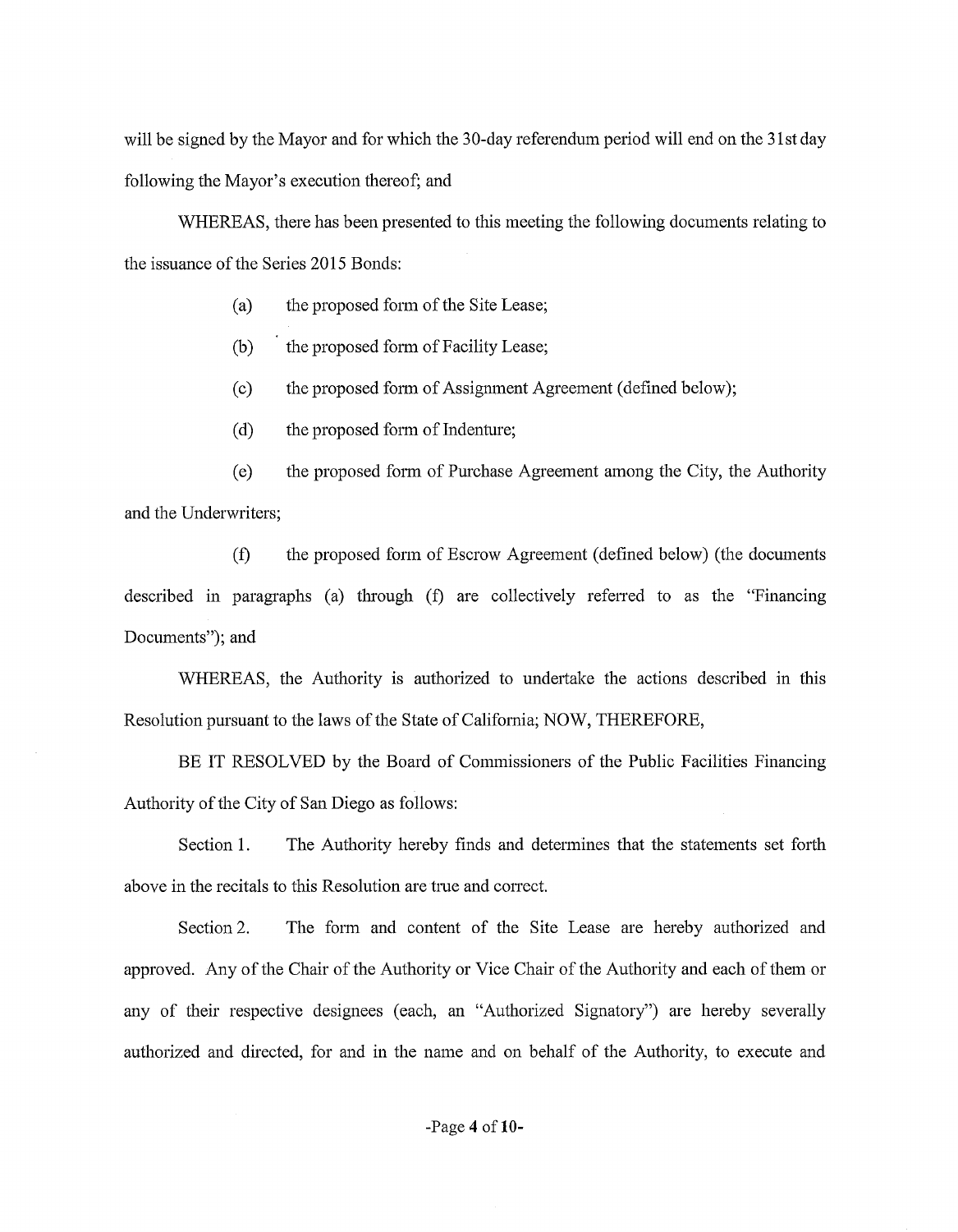will be signed by the Mayor and for which the 30-day referendum period will end on the 31st day following the Mayor's execution thereof; and

WHEREAS, there has been presented to this meeting the following documents relating to the issuance of the Series 2015 Bonds:

(a) the proposed form of the Site Lease;

(b) the proposed form of Facility Lease;

(c) the proposed form of Assignment Agreement (defined below);

(d) the proposed form of Indenture;

(e) the proposed form of Purchase Agreement among the City, the Authority and the Underwriters;

(f) the proposed form of Escrow Agreement (defined below) (the documents described in paragraphs (a) through (f) are collectively referred to as the "Financing Documents"); and

WHEREAS, the Authority is authorized to undertake the actions described in this Resolution pursuant to the laws of the State of California; NOW, THEREFORE,

BE IT RESOLVED by the Board of Commissioners of the Public Facilities Financing Authority of the City of San Diego as follows:

Section 1. The Authority hereby finds and determines that the statements set forth above in the recitals to this Resolution are true and correct.

Section 2. The form and content of the Site Lease are hereby authorized and approved. Any of the Chair of the Authority or Vice Chair of the Authority and each of them or any of their respective designees (each, an "Authorized Signatory") are hereby severally authorized and directed, for and in the name and on behalf of the Authority, to execute and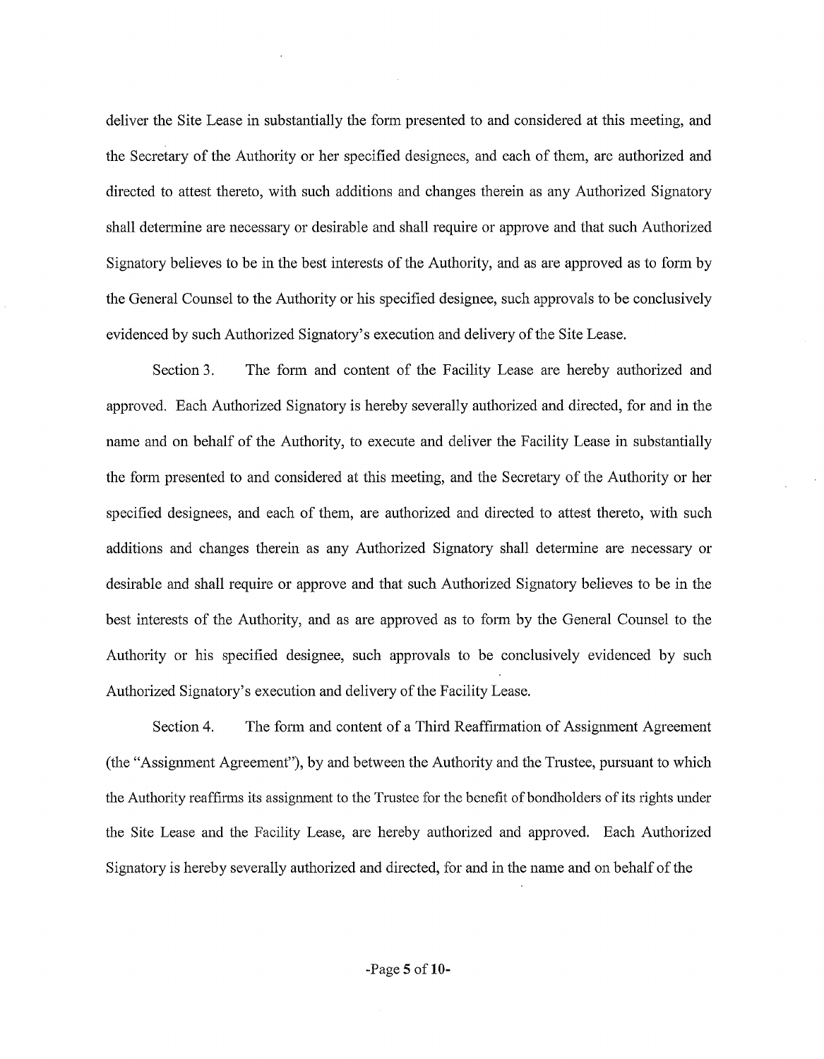deliver the Site Lease in substantially the form presented to and considered at this meeting, and the Secretary of the Authority or her specified designees, and each of them, are authorized and directed to attest thereto, with such additions and changes therein as any Authorized Signatory shall determine are necessary or desirable and shall require or approve and that such Authorized Signatory believes to be in the best interests of the Authority, and as are approved as to form by the General Counsel to the Authority or his specified designee, such approvals to be conclusively evidenced by such Authorized Signatory's execution and delivery of the Site Lease.

Section 3. The form and content of the Facility Lease are hereby authorized and approved. Each Authorized Signatory is hereby severally authorized and directed, for and in the name and on behalf of the Authority, to execute and deliver the Facility Lease in substantially the form presented to and considered at this meeting, and the Secretary of the Authority or her specified designees, and each of them, are authorized and directed to attest thereto, with such additions and changes therein as any Authorized Signatory shall determine are necessary or desirable and shall require or approve and that such Authorized Signatory believes to be in the best interests of the Authority, and as are approved as to form by the General Counsel to the Authority or his specified designee, such approvals to be conclusively evidenced by such Authorized Signatory's execution and delivery of the Facility Lease.

Section 4. The form and content of a Third Reaffirmation of Assignment Agreement (the "Assignment Agreement"), by and between the Authority and the Trustee, pursuant to which the Authority reaffirms its assignment to the Trustee for the benefit of bondholders of its rights under the Site Lease and the Facility Lease, are hereby authorized and approved. Each Authorized Signatory is hereby severally authorized and directed, for and in the name and on behalf of the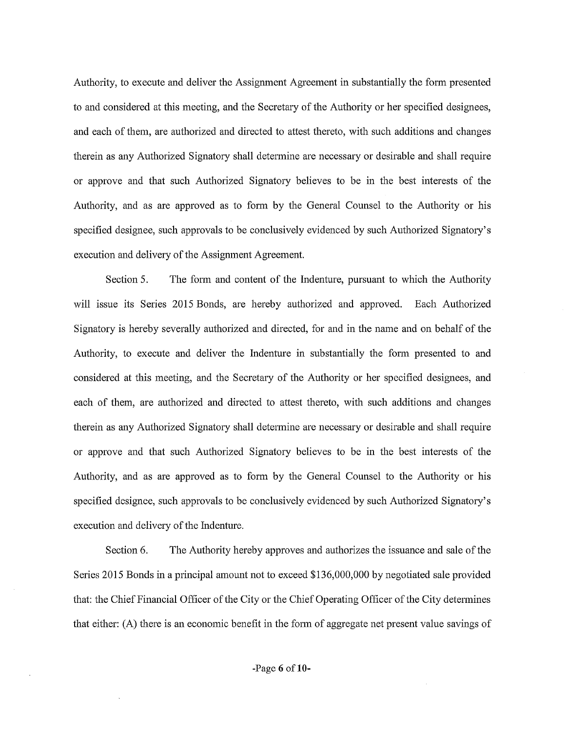Authority, to execute and deliver the Assignment Agreement in substantially the form presented to and considered at this meeting, and the Secretary of the Authority or her specified designees, and each of them, are authorized and directed to attest thereto, with such additions and changes therein as any Authorized Signatory shall determine are necessary or desirable and shall require or approve and that such Authorized Signatory believes to be in the best interests of the Authority, and as are approved as to form by the General Counsel to the Authority or his specified designee, such approvals to be conclusively evidenced by such Authorized Signatory's execution and delivery of the Assignment Agreement.

Section 5. The form and content of the Indenture, pursuant to which the Authority will issue its Series 2015 Bonds, are hereby authorized and approved. Each Authorized Signatory is hereby severally authorized and directed, for and in the name and on behalf of the Authority, to execute and deliver the Indenture in substantially the form presented to and considered at this meeting, and the Secretary of the Authority or her specified designees, and each of them, are authorized and directed to attest thereto, with such additions and changes therein as any Authorized Signatory shall determine are necessary or desirable and shall require or approve and that such Authorized Signatory believes to be in the best interests of the Authority, and as are approved as to form by the General Counsel to the Authority or his specified designee, such approvals to be conclusively evidenced by such Authorized Signatory's execution and delivery of the Indenture.

Section 6. The Authority hereby approves and authorizes the issuance and sale of the Series 2015 Bonds in a principal amount not to exceed $136,000,000 by negotiated sale provided that: the Chief Financial Officer of the City or the Chief Operating Officer of the City determines that either: (A) there is an economic benefit in the form of aggregate net present value savings of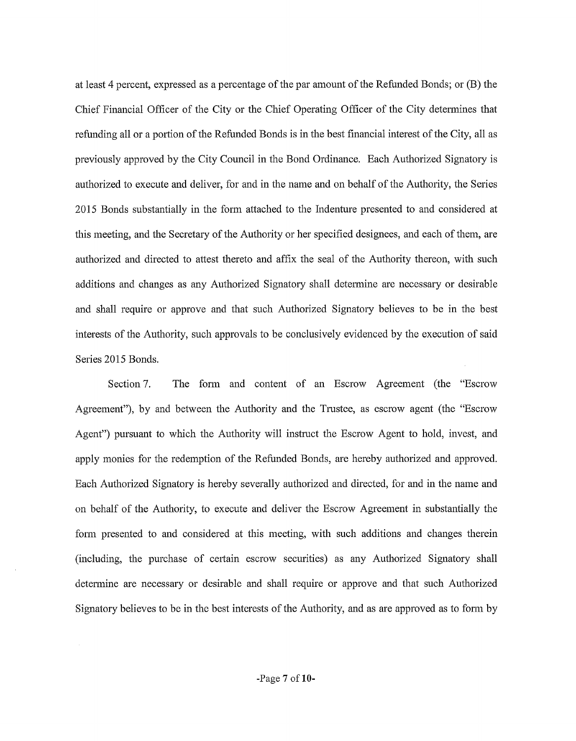at least 4 percent, expressed as a percentage of the par amount of the Refunded Bonds; or (B) the Chief Financial Officer of the City or the Chief Operating Officer of the City determines that refunding all or a portion of the Refunded Bonds is in the best financial interest of the City, all as previously approved by the City Council in the Bond Ordinance. Each Authorized Signatory is authorized to execute and deliver, for and in the name and on behalf of the Authority, the Series 2015 Bonds substantially in the form attached to the Indenture presented to and considered at this meeting, and the Secretary of the Authority or her specified designees, and each of them, are authorized and directed to attest thereto and affix the seal of the Authority thereon, with such additions and changes as any Authorized Signatory shall determine are necessary or desirable and shall require or approve and that such Authorized Signatory believes to be in the best interests of the Authority, such approvals to be conclusively evidenced by the execution of said Series 2015 Bonds.

Section 7. The form and content of an Escrow Agreement (the "Escrow Agreement"), by and between the Authority and the Trustee, as escrow agent (the "Escrow Agent") pursuant to which the Authority will instruct the Escrow Agent to hold, invest, and apply monies for the redemption of the Refunded Bonds, are hereby authorized and approved. Each Authorized Signatory is hereby severally authorized and directed, for and in the name and on behalf of the Authority, to execute and deliver the Escrow Agreement in substantially the form presented to and considered at this meeting, with such additions and changes therein (including, the purchase of certain escrow securities) as any Authorized Signatory shall determine are necessary or desirable and shall require or approve and that such Authorized Signatory believes to be in the best interests of the Authority, and as are approved as to form by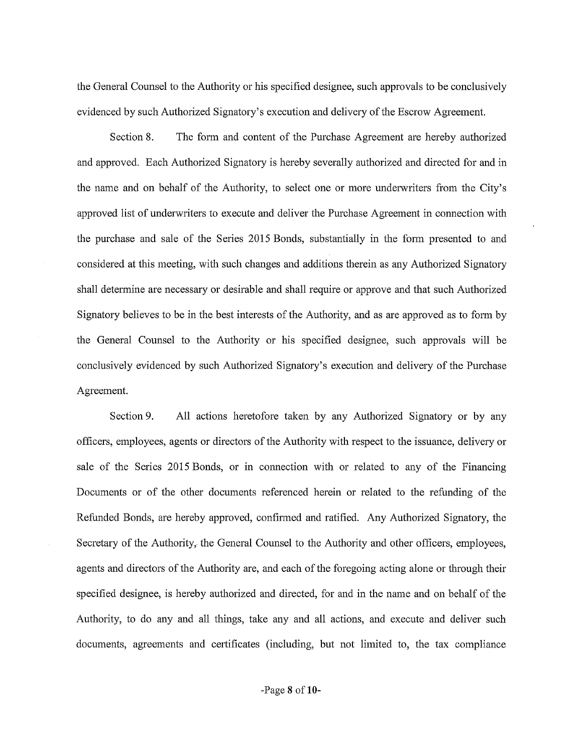the General Counsel to the Authority or his specified designee, such approvals to be conclusively evidenced by such Authorized Signatory's execution and delivery of the Escrow Agreement.

Section 8. The form and content of the Purchase Agreement are hereby authorized and approved. Each Authorized Signatory is hereby severally authorized and directed for and in the name and on behalf of the Authority, to select one or more underwriters from the City's approved list of underwriters to execute and deliver the Purchase Agreement in connection with the purchase and sale of the Series 2015 Bonds, substantially in the form presented to and considered at this meeting, with such changes and additions therein as any Authorized Signatory shall determine are necessary or desirable and shall require or approve and that such Authorized Signatory believes to be in the best interests of the Authority, and as are approved as to form by the General Counsel to the Authority or his specified designee, such approvals will be conclusively evidenced by such Authorized Signatory's execution and delivery of the Purchase Agreement.

Section 9. All actions heretofore taken by any Authorized Signatory or by any officers, employees, agents or directors of the Authority with respect to the issuance, delivery or sale of the Series 2015 Bonds, or in connection with or related to any of the Financing Documents or of the other documents referenced herein or related to the refunding of the Refunded Bonds, are hereby approved, confirmed and ratified. Any Authorized Signatory, the Secretary of the Authority, the General Counsel to the Authority and other officers, employees, agents and directors of the Authority are, and each of the foregoing acting alone or through their specified designee, is hereby authorized and directed, for and in the name and on behalf of the Authority, to do any and all things, take any and all actions, and execute and deliver such documents, agreements and certificates (including, but not limited to, the tax compliance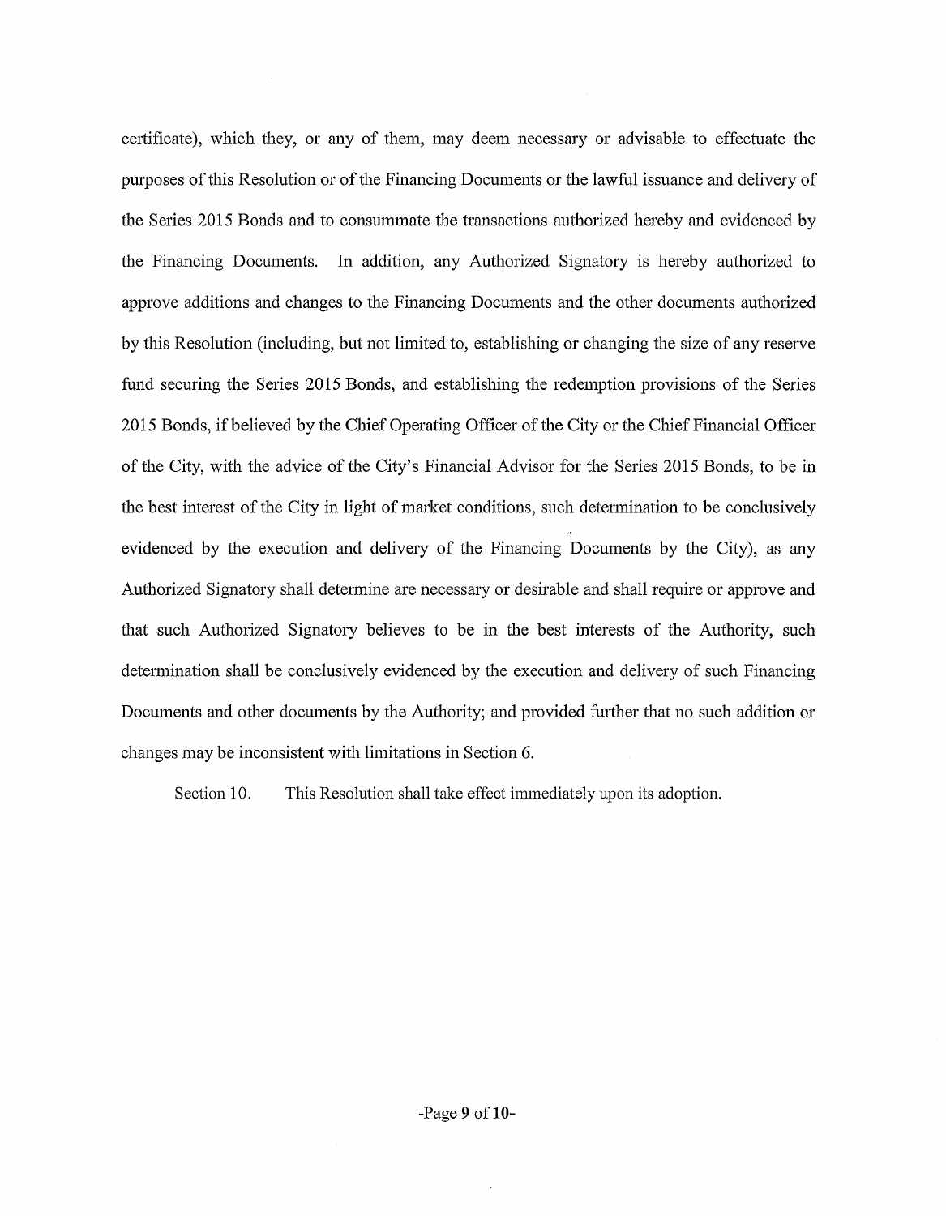certificate), which they, or any of them, may deem necessary or advisable to effectuate the purposes of this Resolution or of the Financing Documents or the lawful issuance and delivery of the Series 2015 Bonds and to consummate the transactions authorized hereby and evidenced by the Financing Documents. In addition, any Authorized Signatory is hereby authorized to approve additions and changes to the Financing Documents and the other documents authorized by this Resolution (including, but not limited to, establishing or changing the size of any reserve fund securing the Series 2015 Bonds, and establishing the redemption provisions of the Series 2015 Bonds, if believed by the Chief Operating Officer of the City or the Chief Financial Officer of the City, with the advice of the City's Financial Advisor for the Series 2015 Bonds, to be in the best interest of the City in light of market conditions, such determination to be conclusively evidenced by the execution and delivery of the Financing Documents by the City), as any Authorized Signatory shall determine are necessary or desirable and shall require or approve and that such Authorized Signatory believes to be in the best interests of the Authority, such determination shall be conclusively evidenced by the execution and delivery of such Financing Documents and other documents by the Authority; and provided further that no such addition or changes may be inconsistent with limitations in Section 6.

Section 10. This Resolution shall take effect immediately upon its adoption.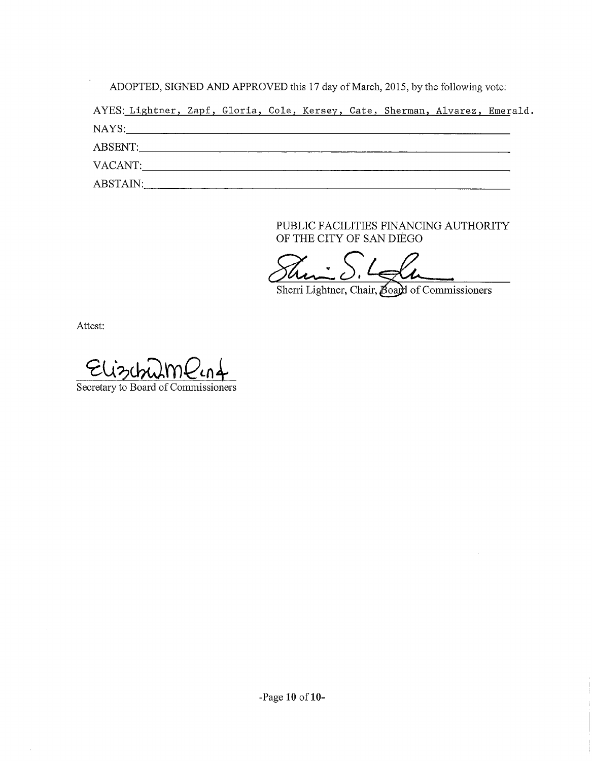ADOPTED, SIGNED AND APPROVED this 17 day of March, 2015, by the following vote:

AYES: Lightner, Zapf, Gloria, Cole, Kersey, Cate, Sherman, Alvarez, Emerald.

NAYS:

ABSENT:

VACANT:

ABSTAIN:

PUBLIC FACILITIES FINANCING AUTHORITY
OF THE CITY OF SAN DIEGO

Sherri Lightner, Chair, Board of Commissioners

Attest:

Secretary to Board of Commissioners